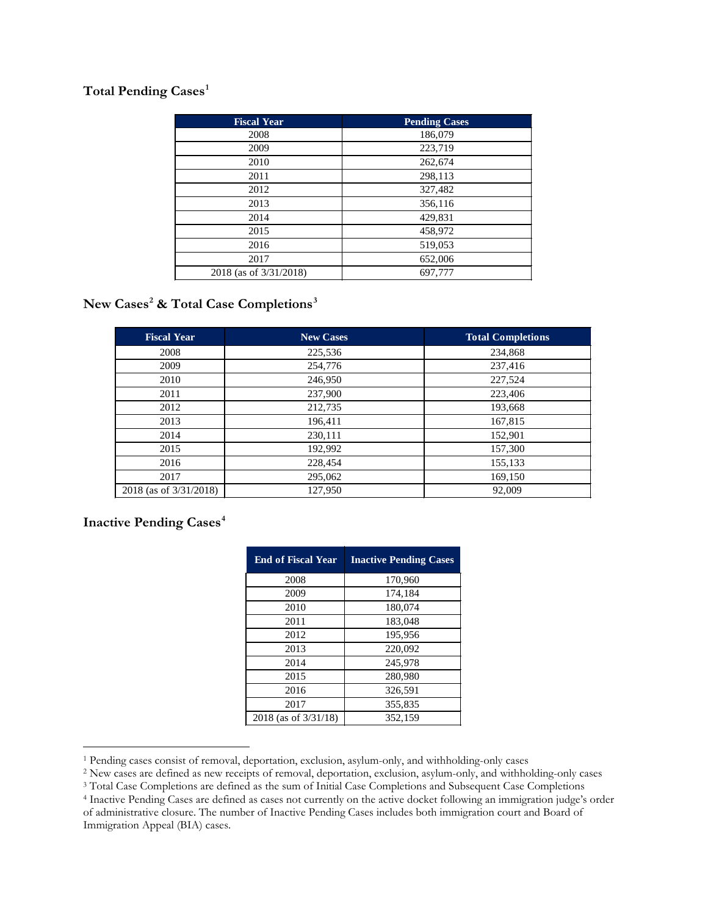## Total Pending Cases[1]

| Fiscal Year | Pending Cases |
|---|---|
| 2008 | 186,079 |
| 2009 | 223,719 |
| 2010 | 262,674 |
| 2011 | 298,113 |
| 2012 | 327,482 |
| 2013 | 356,116 |
| 2014 | 429,831 |
| 2015 | 458,972 |
| 2016 | 519,053 |
| 2017 | 652,006 |
| 2018 (as of 3/31/2018) | 697,777 |

## New Cases[2] & Total Case Completions[3]

| Fiscal Year | New Cases | Total Completions |
|---|---|---|
| 2008 | 225,536 | 234,868 |
| 2009 | 254,776 | 237,416 |
| 2010 | 246,950 | 227,524 |
| 2011 | 237,900 | 223,406 |
| 2012 | 212,735 | 193,668 |
| 2013 | 196,411 | 167,815 |
| 2014 | 230,111 | 152,901 |
| 2015 | 192,992 | 157,300 |
| 2016 | 228,454 | 155,133 |
| 2017 | 295,062 | 169,150 |
| 2018 (as of 3/31/2018) | 127,950 | 92,009 |

## Inactive Pending Cases[4]

| End of Fiscal Year | Inactive Pending Cases |
|---|---|
| 2008 | 170,960 |
| 2009 | 174,184 |
| 2010 | 180,074 |
| 2011 | 183,048 |
| 2012 | 195,956 |
| 2013 | 220,092 |
| 2014 | 245,978 |
| 2015 | 280,980 |
| 2016 | 326,591 |
| 2017 | 355,835 |
| 2018 (as of 3/31/18) | 352,159 |

---

[1] Pending cases consist of removal, deportation, exclusion, asylum-only, and withholding-only cases

[2] New cases are defined as new receipts of removal, deportation, exclusion, asylum-only, and withholding-only cases

[3] Total Case Completions are defined as the sum of Initial Case Completions and Subsequent Case Completions

[4] Inactive Pending Cases are defined as cases not currently on the active docket following an immigration judge's order of administrative closure. The number of Inactive Pending Cases includes both immigration court and Board of Immigration Appeal (BIA) cases.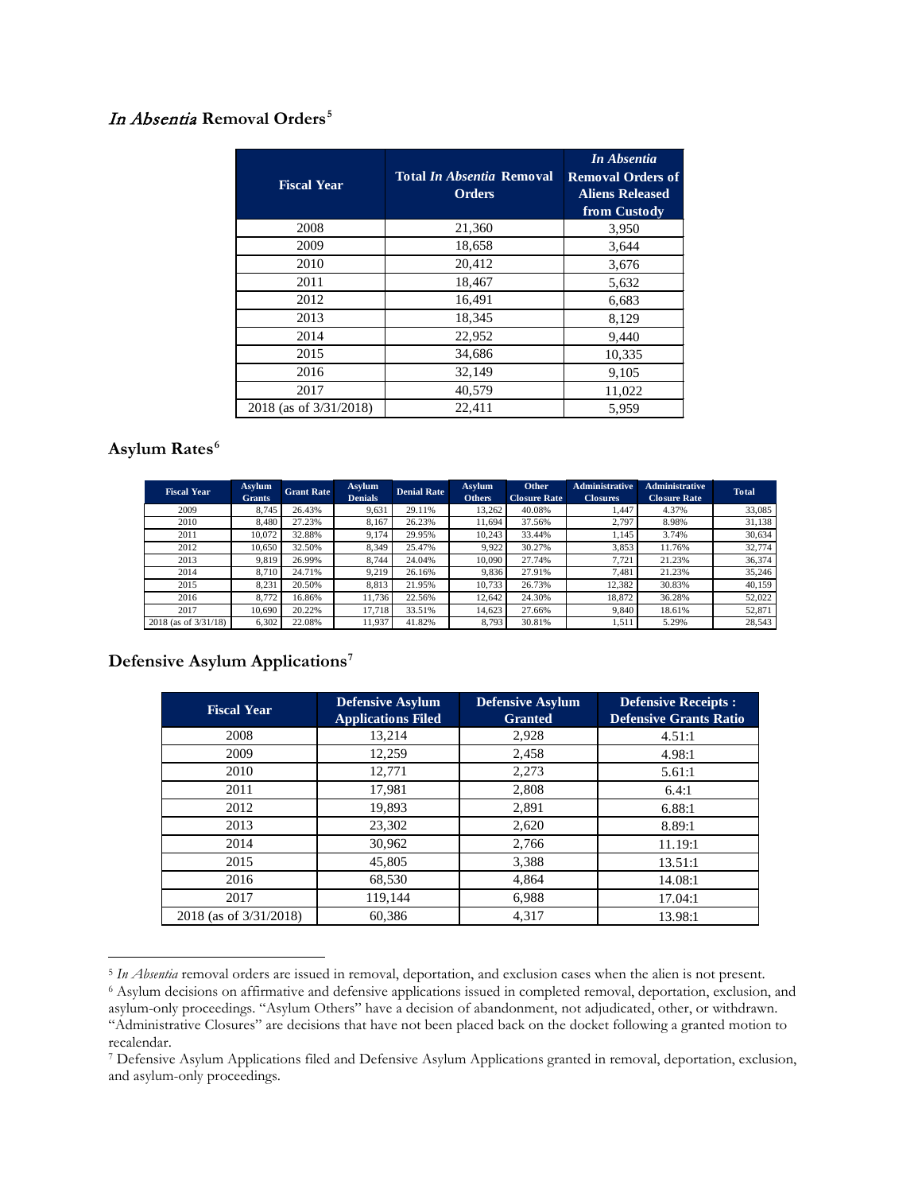## *In Absentia* Removal Orders[5]

| Fiscal Year | Total *In Absentia* Removal Orders | *In Absentia* Removal Orders of Aliens Released from Custody |
|---|---|---|
| 2008 | 21,360 | 3,950 |
| 2009 | 18,658 | 3,644 |
| 2010 | 20,412 | 3,676 |
| 2011 | 18,467 | 5,632 |
| 2012 | 16,491 | 6,683 |
| 2013 | 18,345 | 8,129 |
| 2014 | 22,952 | 9,440 |
| 2015 | 34,686 | 10,335 |
| 2016 | 32,149 | 9,105 |
| 2017 | 40,579 | 11,022 |
| 2018 (as of 3/31/2018) | 22,411 | 5,959 |

## Asylum Rates[6]

| Fiscal Year | Asylum Grants | Grant Rate | Asylum Denials | Denial Rate | Asylum Others | Other Closure Rate | Administrative Closures | Administrative Closure Rate | Total |
|---|---|---|---|---|---|---|---|---|---|
| 2009 | 8,745 | 26.43% | 9,631 | 29.11% | 13,262 | 40.08% | 1,447 | 4.37% | 33,085 |
| 2010 | 8,480 | 27.23% | 8,167 | 26.23% | 11,694 | 37.56% | 2,797 | 8.98% | 31,138 |
| 2011 | 10,072 | 32.88% | 9,174 | 29.95% | 10,243 | 33.44% | 1,145 | 3.74% | 30,634 |
| 2012 | 10,650 | 32.50% | 8,349 | 25.47% | 9,922 | 30.27% | 3,853 | 11.76% | 32,774 |
| 2013 | 9,819 | 26.99% | 8,744 | 24.04% | 10,090 | 27.74% | 7,721 | 21.23% | 36,374 |
| 2014 | 8,710 | 24.71% | 9,219 | 26.16% | 9,836 | 27.91% | 7,481 | 21.23% | 35,246 |
| 2015 | 8,231 | 20.50% | 8,813 | 21.95% | 10,733 | 26.73% | 12,382 | 30.83% | 40,159 |
| 2016 | 8,772 | 16.86% | 11,736 | 22.56% | 12,642 | 24.30% | 18,872 | 36.28% | 52,022 |
| 2017 | 10,690 | 20.22% | 17,718 | 33.51% | 14,623 | 27.66% | 9,840 | 18.61% | 52,871 |
| 2018 (as of 3/31/18) | 6,302 | 22.08% | 11,937 | 41.82% | 8,793 | 30.81% | 1,511 | 5.29% | 28,543 |

## Defensive Asylum Applications[7]

| Fiscal Year | Defensive Asylum Applications Filed | Defensive Asylum Granted | Defensive Receipts : Defensive Grants Ratio |
|---|---|---|---|
| 2008 | 13,214 | 2,928 | 4.51:1 |
| 2009 | 12,259 | 2,458 | 4.98:1 |
| 2010 | 12,771 | 2,273 | 5.61:1 |
| 2011 | 17,981 | 2,808 | 6.4:1 |
| 2012 | 19,893 | 2,891 | 6.88:1 |
| 2013 | 23,302 | 2,620 | 8.89:1 |
| 2014 | 30,962 | 2,766 | 11.19:1 |
| 2015 | 45,805 | 3,388 | 13.51:1 |
| 2016 | 68,530 | 4,864 | 14.08:1 |
| 2017 | 119,144 | 6,988 | 17.04:1 |
| 2018 (as of 3/31/2018) | 60,386 | 4,317 | 13.98:1 |

---

[5] *In Absentia* removal orders are issued in removal, deportation, and exclusion cases when the alien is not present.

[6] Asylum decisions on affirmative and defensive applications issued in completed removal, deportation, exclusion, and asylum-only proceedings. "Asylum Others" have a decision of abandonment, not adjudicated, other, or withdrawn. "Administrative Closures" are decisions that have not been placed back on the docket following a granted motion to recalendar.

[7] Defensive Asylum Applications filed and Defensive Asylum Applications granted in removal, deportation, exclusion, and asylum-only proceedings.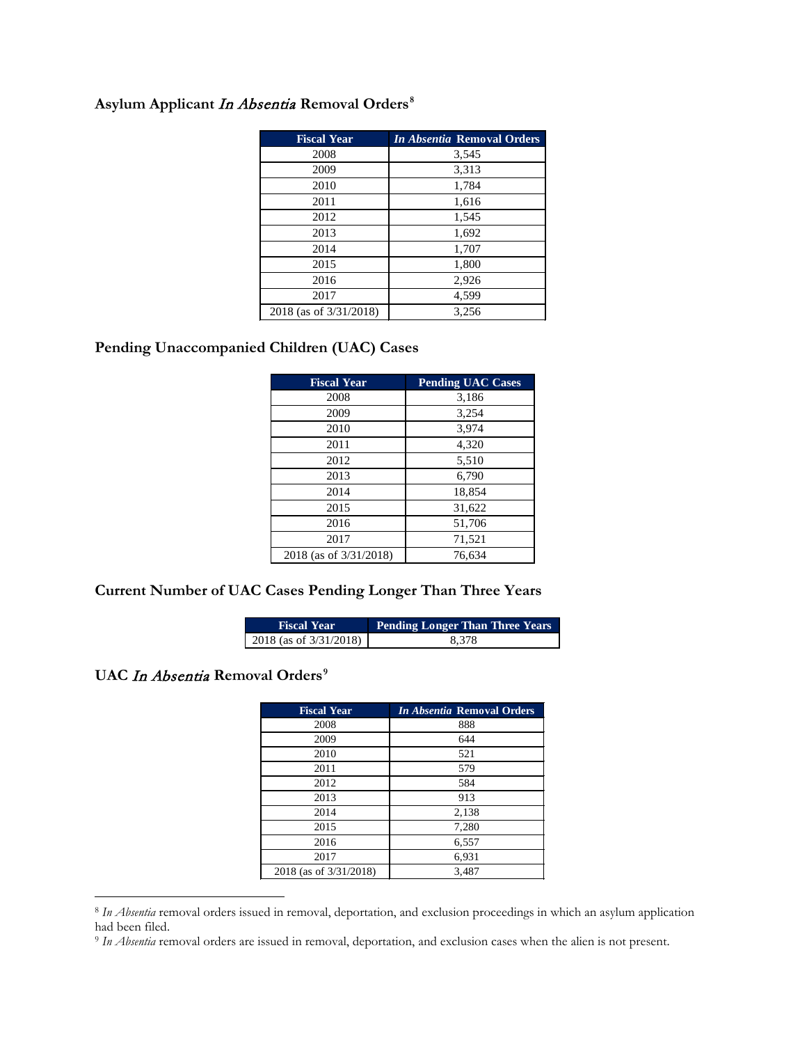## Asylum Applicant *In Absentia* Removal Orders[8]

| Fiscal Year | *In Absentia* Removal Orders |
|---|---|
| 2008 | 3,545 |
| 2009 | 3,313 |
| 2010 | 1,784 |
| 2011 | 1,616 |
| 2012 | 1,545 |
| 2013 | 1,692 |
| 2014 | 1,707 |
| 2015 | 1,800 |
| 2016 | 2,926 |
| 2017 | 4,599 |
| 2018 (as of 3/31/2018) | 3,256 |

## Pending Unaccompanied Children (UAC) Cases

| Fiscal Year | Pending UAC Cases |
|---|---|
| 2008 | 3,186 |
| 2009 | 3,254 |
| 2010 | 3,974 |
| 2011 | 4,320 |
| 2012 | 5,510 |
| 2013 | 6,790 |
| 2014 | 18,854 |
| 2015 | 31,622 |
| 2016 | 51,706 |
| 2017 | 71,521 |
| 2018 (as of 3/31/2018) | 76,634 |

## Current Number of UAC Cases Pending Longer Than Three Years

| Fiscal Year | Pending Longer Than Three Years |
|---|---|
| 2018 (as of 3/31/2018) | 8,378 |

## UAC *In Absentia* Removal Orders[9]

| Fiscal Year | *In Absentia* Removal Orders |
|---|---|
| 2008 | 888 |
| 2009 | 644 |
| 2010 | 521 |
| 2011 | 579 |
| 2012 | 584 |
| 2013 | 913 |
| 2014 | 2,138 |
| 2015 | 7,280 |
| 2016 | 6,557 |
| 2017 | 6,931 |
| 2018 (as of 3/31/2018) | 3,487 |

[8] *In Absentia* removal orders issued in removal, deportation, and exclusion proceedings in which an asylum application had been filed.

[9] *In Absentia* removal orders are issued in removal, deportation, and exclusion cases when the alien is not present.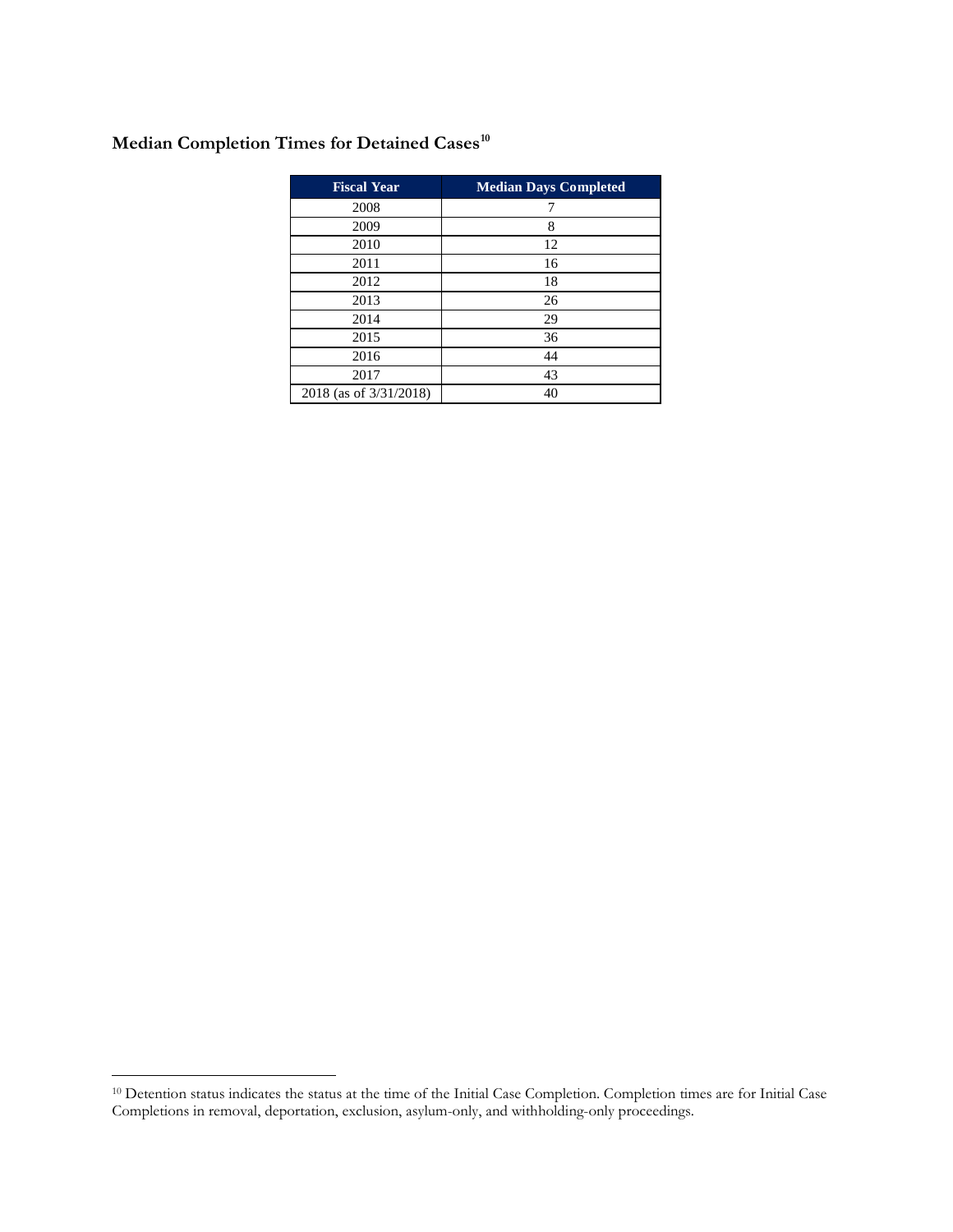## Median Completion Times for Detained Cases[10]

| Fiscal Year | Median Days Completed |
|---|---|
| 2008 | 7 |
| 2009 | 8 |
| 2010 | 12 |
| 2011 | 16 |
| 2012 | 18 |
| 2013 | 26 |
| 2014 | 29 |
| 2015 | 36 |
| 2016 | 44 |
| 2017 | 43 |
| 2018 (as of 3/31/2018) | 40 |

[10] Detention status indicates the status at the time of the Initial Case Completion. Completion times are for Initial Case Completions in removal, deportation, exclusion, asylum-only, and withholding-only proceedings.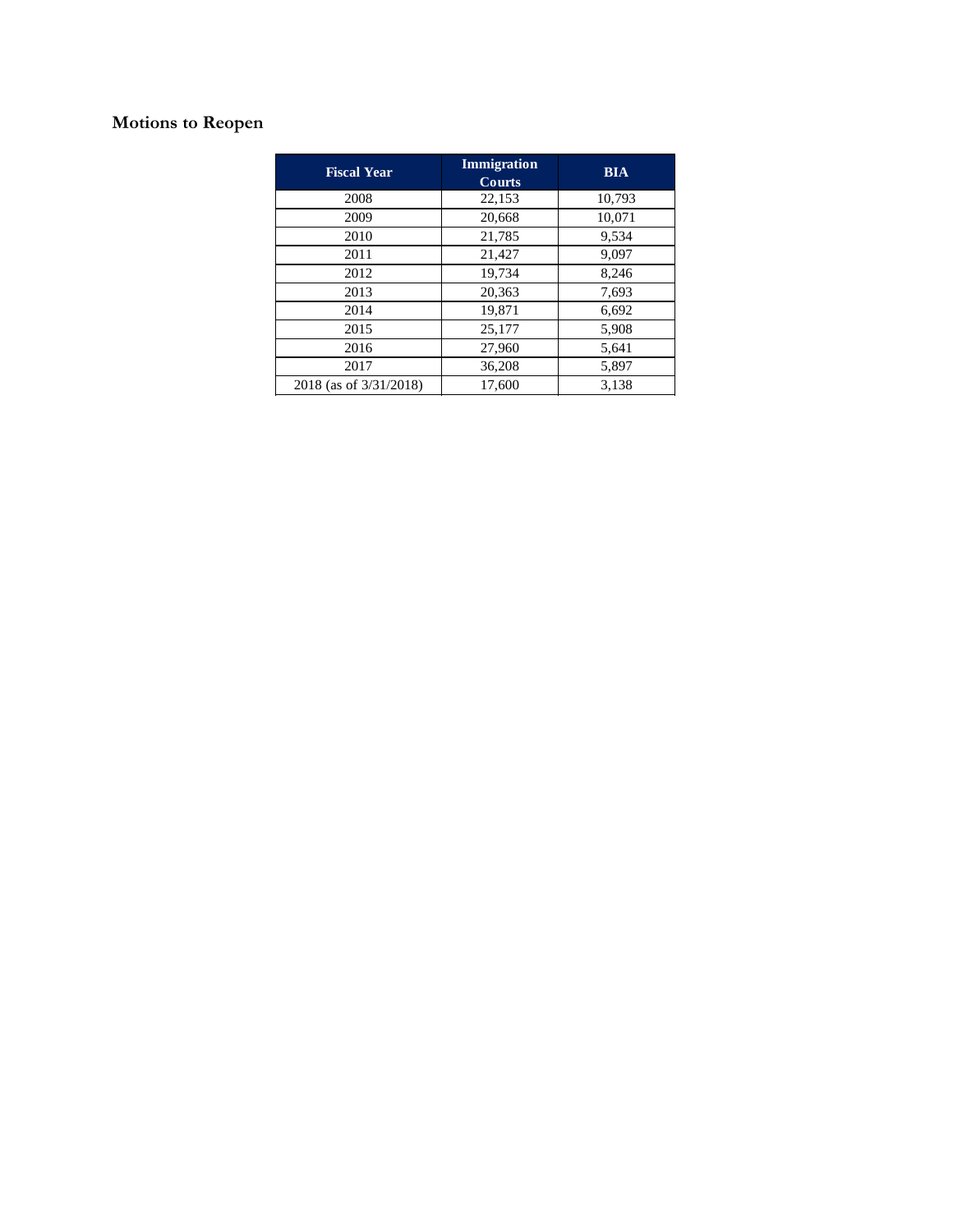## Motions to Reopen

| Fiscal Year | Immigration Courts | BIA |
|---|---|---|
| 2008 | 22,153 | 10,793 |
| 2009 | 20,668 | 10,071 |
| 2010 | 21,785 | 9,534 |
| 2011 | 21,427 | 9,097 |
| 2012 | 19,734 | 8,246 |
| 2013 | 20,363 | 7,693 |
| 2014 | 19,871 | 6,692 |
| 2015 | 25,177 | 5,908 |
| 2016 | 27,960 | 5,641 |
| 2017 | 36,208 | 5,897 |
| 2018 (as of 3/31/2018) | 17,600 | 3,138 |